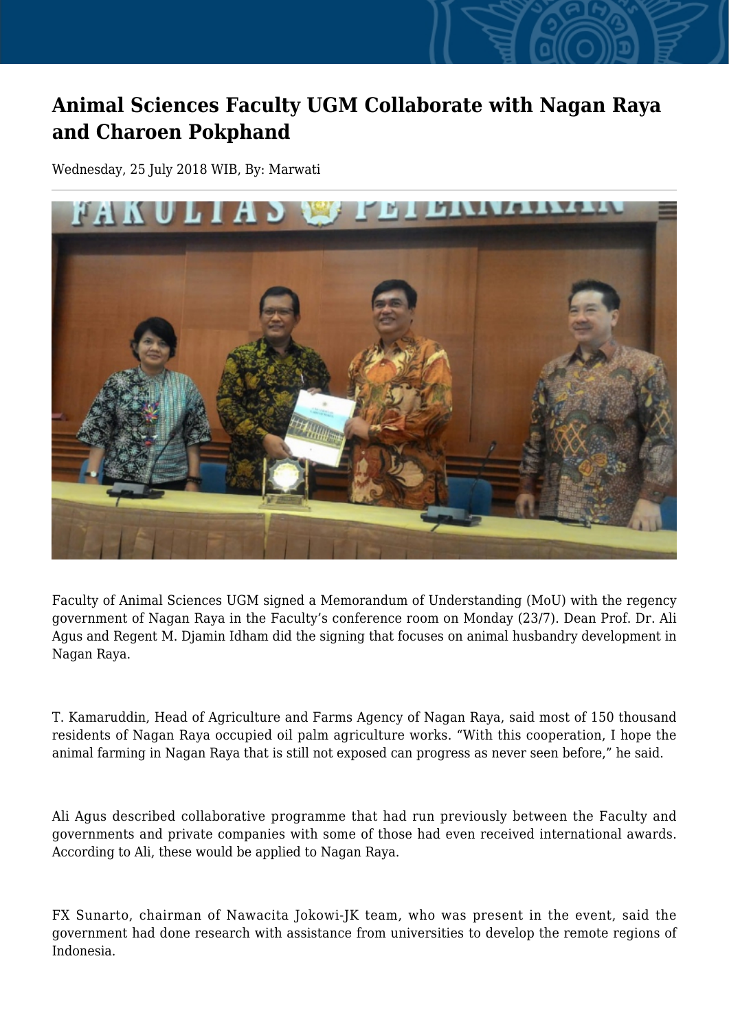# Animal Sciences Faculty UGM Collaborate with Nagan Raya and Charoen Pokphand

Wednesday, 25 July 2018 WIB, By: Marwati

Faculty of Animal Sciences UGM signed a Memorandum of Understanding (MoU) with the regency government of Nagan Raya in the Faculty's conference room on Monday (23/7). Dean Prof. Dr. Ali Agus and Regent M. Djamin Idham did the signing that focuses on animal husbandry development in Nagan Raya.

T. Kamaruddin, Head of Agriculture and Farms Agency of Nagan Raya, said most of 150 thousand residents of Nagan Raya occupied oil palm agriculture works. "With this cooperation, I hope the animal farming in Nagan Raya that is still not exposed can progress as never seen before," he said.

Ali Agus described collaborative programme that had run previously between the Faculty and governments and private companies with some of those had even received international awards. According to Ali, these would be applied to Nagan Raya.

FX Sunarto, chairman of Nawacita Jokowi-JK team, who was present in the event, said the government had done research with assistance from universities to develop the remote regions of Indonesia.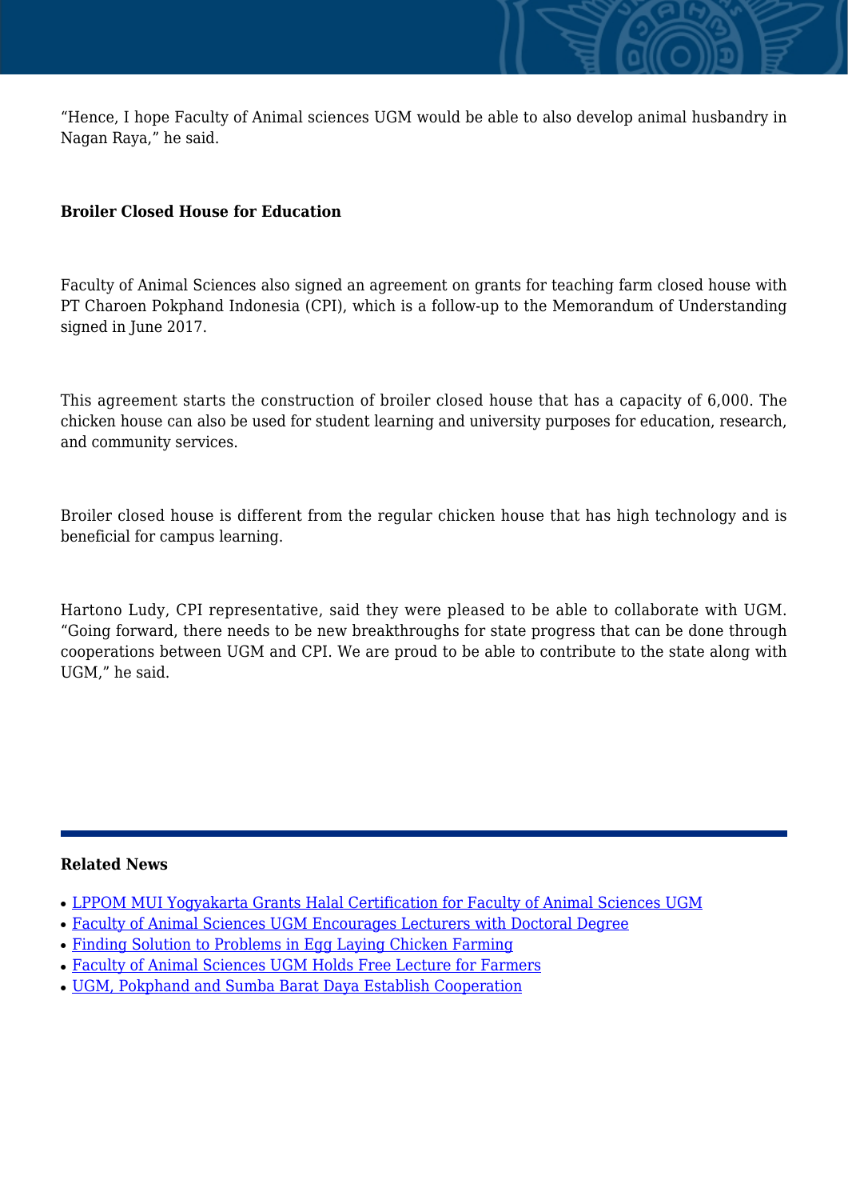"Hence, I hope Faculty of Animal sciences UGM would be able to also develop animal husbandry in Nagan Raya," he said.

**Broiler Closed House for Education**

Faculty of Animal Sciences also signed an agreement on grants for teaching farm closed house with PT Charoen Pokphand Indonesia (CPI), which is a follow-up to the Memorandum of Understanding signed in June 2017.

This agreement starts the construction of broiler closed house that has a capacity of 6,000. The chicken house can also be used for student learning and university purposes for education, research, and community services.

Broiler closed house is different from the regular chicken house that has high technology and is beneficial for campus learning.

Hartono Ludy, CPI representative, said they were pleased to be able to collaborate with UGM. "Going forward, there needs to be new breakthroughs for state progress that can be done through cooperations between UGM and CPI. We are proud to be able to contribute to the state along with UGM," he said.

---

**Related News**

- LPPOM MUI Yogyakarta Grants Halal Certification for Faculty of Animal Sciences UGM
- Faculty of Animal Sciences UGM Encourages Lecturers with Doctoral Degree
- Finding Solution to Problems in Egg Laying Chicken Farming
- Faculty of Animal Sciences UGM Holds Free Lecture for Farmers
- UGM, Pokphand and Sumba Barat Daya Establish Cooperation